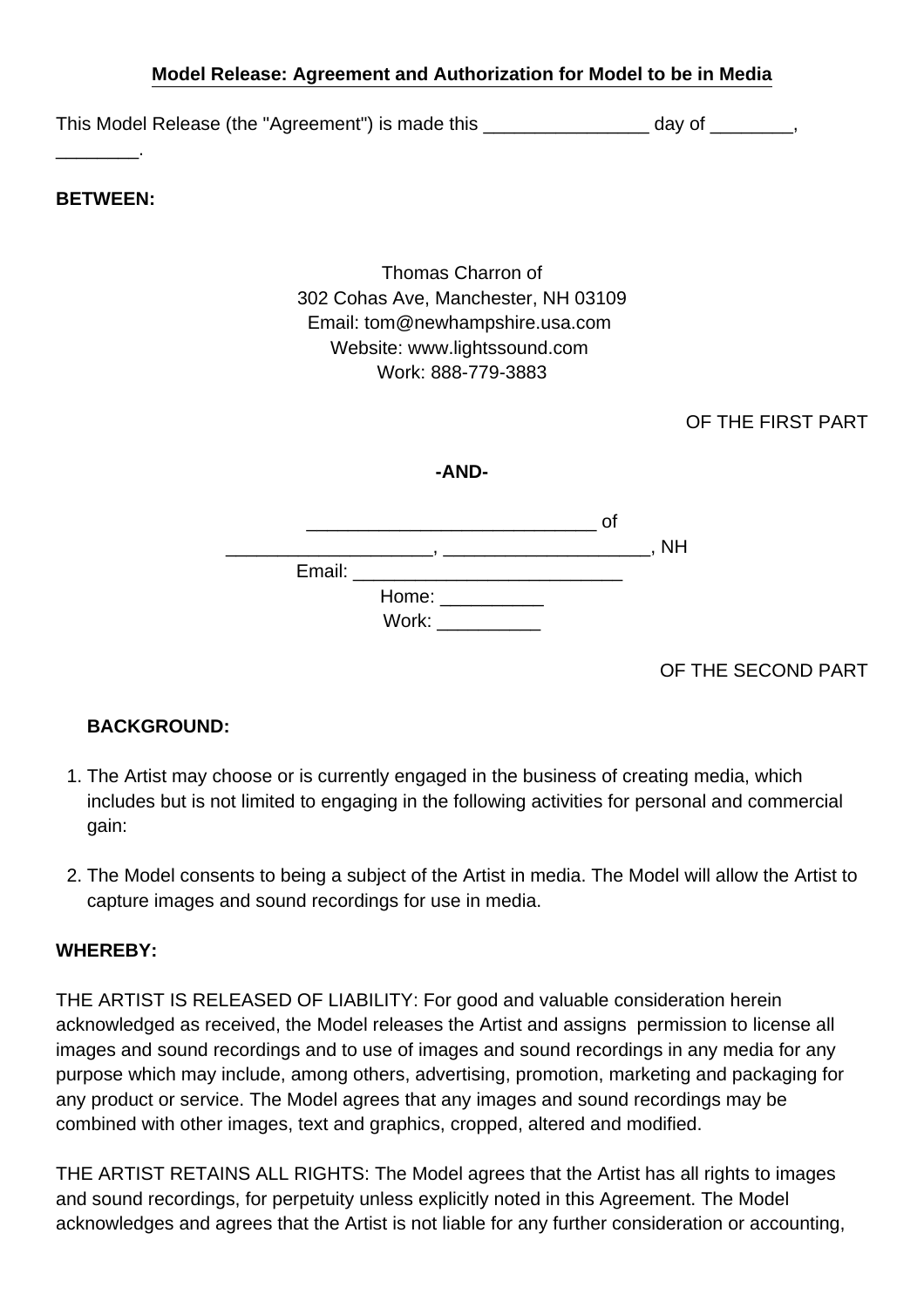**Model Release: Agreement and Authorization for Model to be in Media**

This Model Release (the "Agreement") is made this ________________ day of ________, ________.

**BETWEEN:**

Thomas Charron of
302 Cohas Ave, Manchester, NH 03109
Email: tom@newhampshire.usa.com
Website: www.lightssound.com
Work: 888-779-3883

OF THE FIRST PART

**-AND-**

____________________________ of
____________________, ____________________, NH
Email: __________________________
Home: __________
Work: __________

OF THE SECOND PART

**BACKGROUND:**

1. The Artist may choose or is currently engaged in the business of creating media, which includes but is not limited to engaging in the following activities for personal and commercial gain:
2. The Model consents to being a subject of the Artist in media. The Model will allow the Artist to capture images and sound recordings for use in media.

**WHEREBY:**

THE ARTIST IS RELEASED OF LIABILITY: For good and valuable consideration herein acknowledged as received, the Model releases the Artist and assigns permission to license all images and sound recordings and to use of images and sound recordings in any media for any purpose which may include, among others, advertising, promotion, marketing and packaging for any product or service. The Model agrees that any images and sound recordings may be combined with other images, text and graphics, cropped, altered and modified.

THE ARTIST RETAINS ALL RIGHTS: The Model agrees that the Artist has all rights to images and sound recordings, for perpetuity unless explicitly noted in this Agreement. The Model acknowledges and agrees that the Artist is not liable for any further consideration or accounting,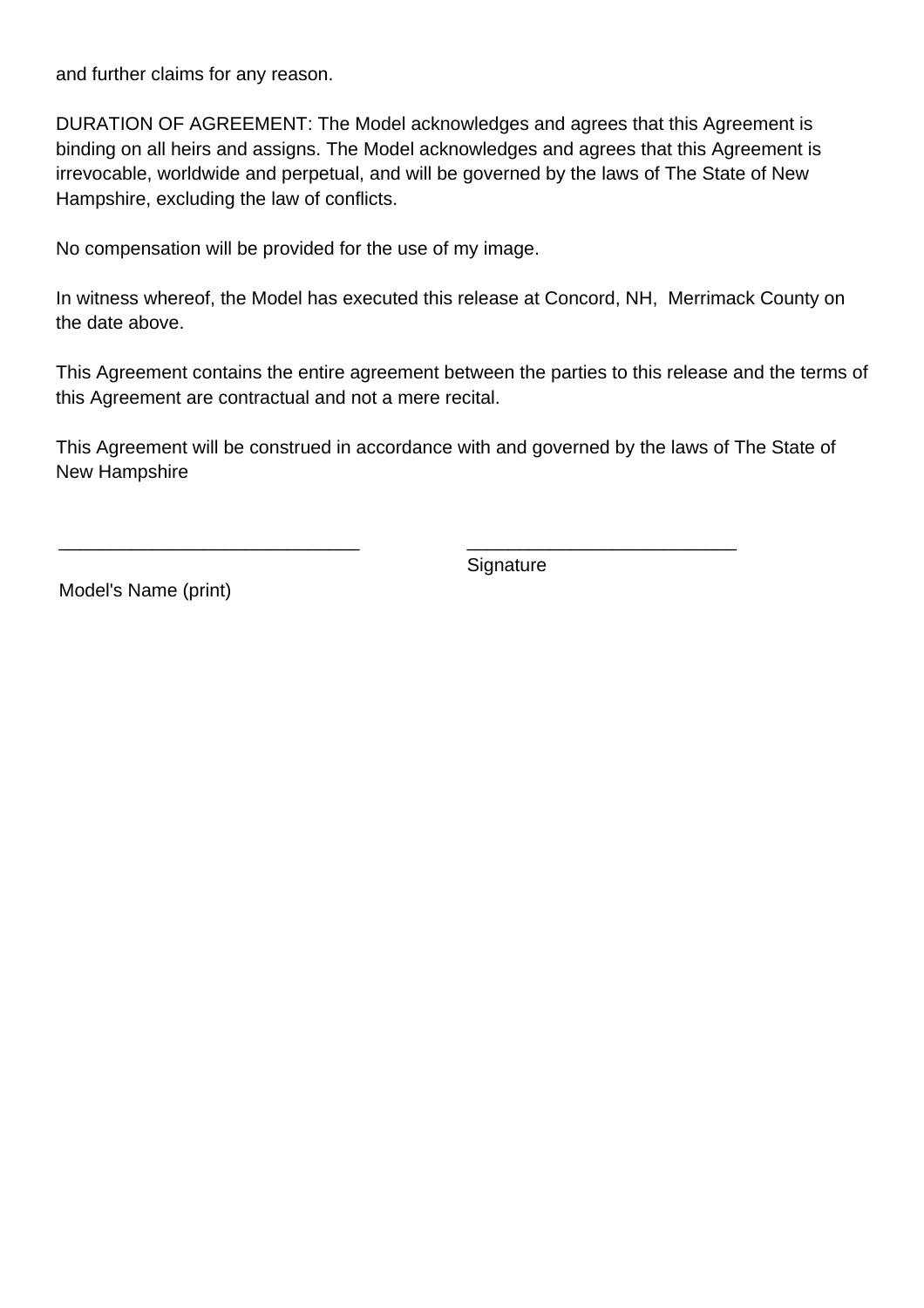and further claims for any reason.

DURATION OF AGREEMENT: The Model acknowledges and agrees that this Agreement is binding on all heirs and assigns. The Model acknowledges and agrees that this Agreement is irrevocable, worldwide and perpetual, and will be governed by the laws of The State of New Hampshire, excluding the law of conflicts.

No compensation will be provided for the use of my image.

In witness whereof, the Model has executed this release at Concord, NH,  Merrimack County on the date above.

This Agreement contains the entire agreement between the parties to this release and the terms of this Agreement are contractual and not a mere recital.

This Agreement will be construed in accordance with and governed by the laws of The State of New Hampshire

______________________________ ___________________________

Signature

Model's Name (print)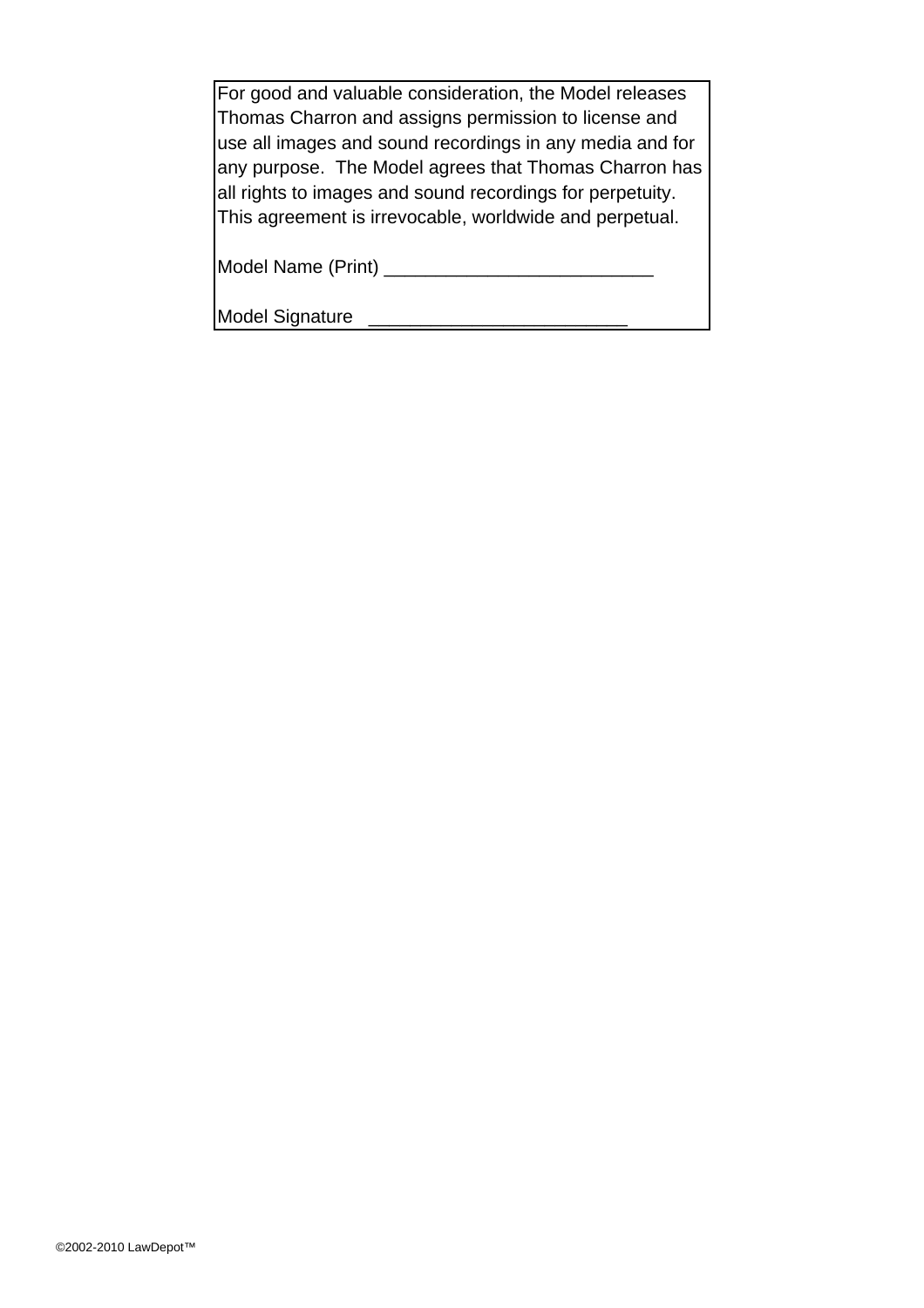For good and valuable consideration, the Model releases Thomas Charron and assigns permission to license and use all images and sound recordings in any media and for any purpose. The Model agrees that Thomas Charron has all rights to images and sound recordings for perpetuity. This agreement is irrevocable, worldwide and perpetual.

Model Name (Print) _________________________

Model Signature _________________________

©2002-2010 LawDepot™